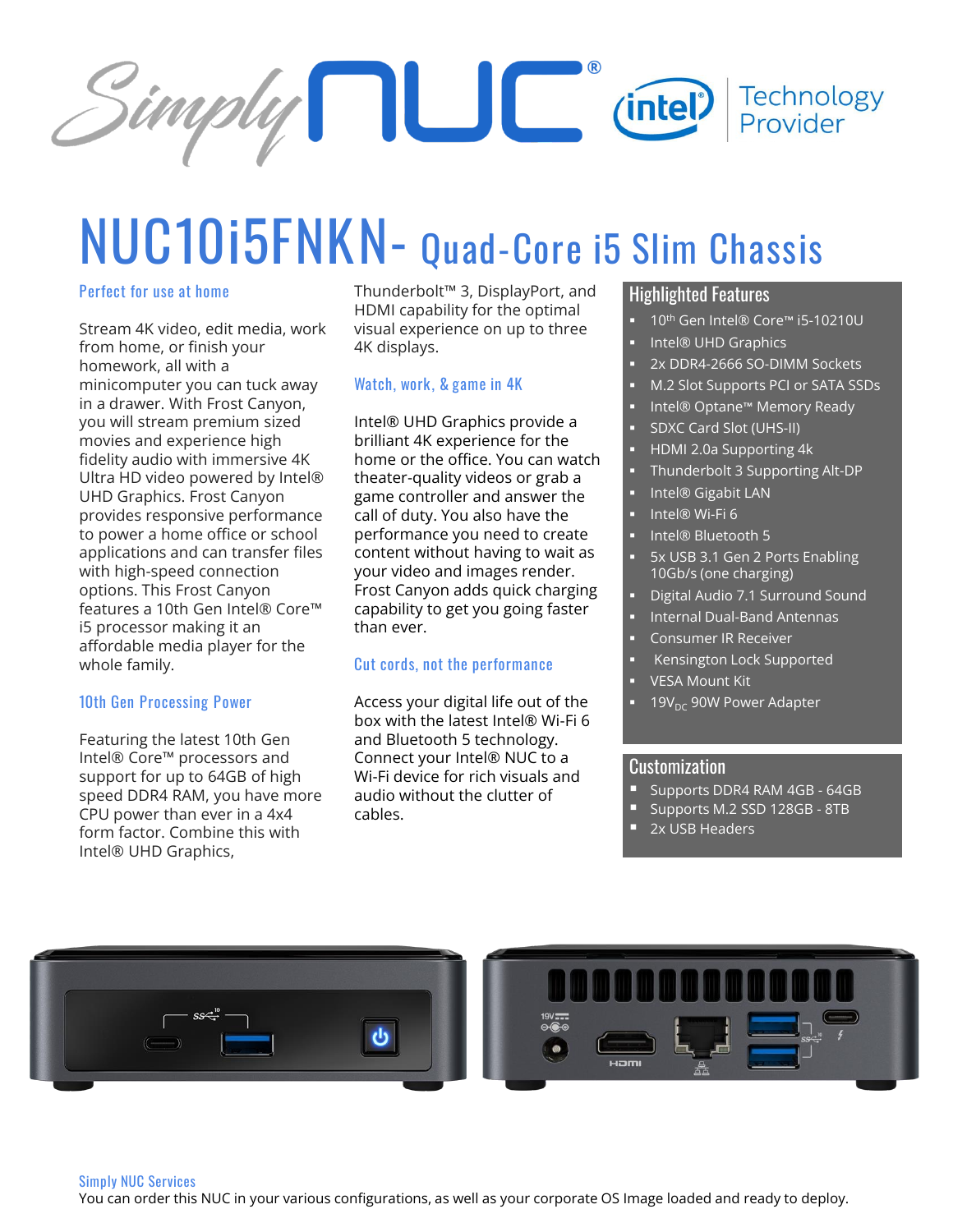# NUC10i5FNKN- Quad-Core i5 Slim Chassis

## Perfect for use at home

Stream 4K video, edit media, work from home, or finish your homework, all with a minicomputer you can tuck away in a drawer. With Frost Canyon, you will stream premium sized movies and experience high fidelity audio with immersive 4K Ultra HD video powered by Intel® UHD Graphics. Frost Canyon provides responsive performance to power a home office or school applications and can transfer files with high-speed connection options. This Frost Canyon features a 10th Gen Intel® Core™ i5 processor making it an affordable media player for the whole family.

## 10th Gen Processing Power

Featuring the latest 10th Gen Intel® Core™ processors and support for up to 64GB of high speed DDR4 RAM, you have more CPU power than ever in a 4x4 form factor. Combine this with Intel® UHD Graphics, Thunderbolt™ 3, DisplayPort, and HDMI capability for the optimal visual experience on up to three 4K displays.

## Watch, work, & game in 4K

Intel® UHD Graphics provide a brilliant 4K experience for the home or the office. You can watch theater-quality videos or grab a game controller and answer the call of duty. You also have the performance you need to create content without having to wait as your video and images render. Frost Canyon adds quick charging capability to get you going faster than ever.

## Cut cords, not the performance

Access your digital life out of the box with the latest Intel® Wi-Fi 6 and Bluetooth 5 technology. Connect your Intel® NUC to a Wi-Fi device for rich visuals and audio without the clutter of cables.

## Highlighted Features

- 10th Gen Intel® Core™ i5-10210U
- Intel® UHD Graphics
- 2x DDR4-2666 SO-DIMM Sockets
- M.2 Slot Supports PCI or SATA SSDs
- Intel® Optane™ Memory Ready
- SDXC Card Slot (UHS-II)
- HDMI 2.0a Supporting 4k
- Thunderbolt 3 Supporting Alt-DP
- Intel® Gigabit LAN
- Intel® Wi-Fi 6
- Intel® Bluetooth 5
- 5x USB 3.1 Gen 2 Ports Enabling 10Gb/s (one charging)
- Digital Audio 7.1 Surround Sound
- Internal Dual-Band Antennas
- Consumer IR Receiver
- Kensington Lock Supported
- VESA Mount Kit
- $19V_{DC}$ 90W Power Adapter

## Customization

- Supports DDR4 RAM 4GB - 64GB
- Supports M.2 SSD 128GB - 8TB
- 2x USB Headers

## Simply NUC Services

You can order this NUC in your various configurations, as well as your corporate OS Image loaded and ready to deploy.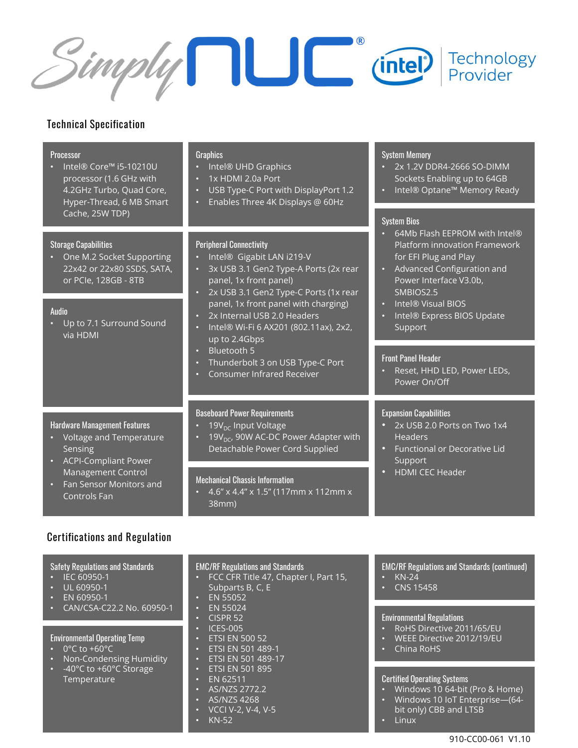## Technical Specification

### Processor
- Intel® Core™ i5-10210U processor (1.6 GHz with 4.2GHz Turbo, Quad Core, Hyper-Thread, 6 MB Smart Cache, 25W TDP)

### Graphics
- Intel® UHD Graphics
- 1x HDMI 2.0a Port
- USB Type-C Port with DisplayPort 1.2
- Enables Three 4K Displays @ 60Hz

### System Memory
- 2x 1.2V DDR4-2666 SO-DIMM Sockets Enabling up to 64GB
- Intel® Optane™ Memory Ready

### System Bios
- 64Mb Flash EEPROM with Intel® Platform innovation Framework for EFI Plug and Play
- Advanced Configuration and Power Interface V3.0b, SMBIOS2.5
- Intel® Visual BIOS
- Intel® Express BIOS Update Support

### Storage Capabilities
- One M.2 Socket Supporting 22x42 or 22x80 SSDS, SATA, or PCIe, 128GB - 8TB

### Audio
- Up to 7.1 Surround Sound via HDMI

### Peripheral Connectivity
- Intel® Gigabit LAN i219-V
- 3x USB 3.1 Gen2 Type-A Ports (2x rear panel, 1x front panel)
- 2x USB 3.1 Gen2 Type-C Ports (1x rear panel, 1x front panel with charging)
- 2x Internal USB 2.0 Headers
- Intel® Wi-Fi 6 AX201 (802.11ax), 2x2, up to 2.4Gbps
- Bluetooth 5
- Thunderbolt 3 on USB Type-C Port
- Consumer Infrared Receiver

### Front Panel Header
- Reset, HHD LED, Power LEDs, Power On/Off

### Hardware Management Features
- Voltage and Temperature Sensing
- ACPI-Compliant Power Management Control
- Fan Sensor Monitors and Controls Fan

### Baseboard Power Requirements
- $19V_{DC}$ Input Voltage
- $19V_{DC}$, 90W AC-DC Power Adapter with Detachable Power Cord Supplied

### Mechanical Chassis Information
- 4.6" x 4.4" x 1.5" (117mm x 112mm x 38mm)

### Expansion Capabilities
- 2x USB 2.0 Ports on Two 1x4 Headers
- Functional or Decorative Lid Support
- HDMI CEC Header

## Certifications and Regulation

### Safety Regulations and Standards
- IEC 60950-1
- UL 60950-1
- EN 60950-1
- CAN/CSA-C22.2 No. 60950-1

### Environmental Operating Temp
- 0°C to +60°C
- Non-Condensing Humidity
- -40°C to +60°C Storage Temperature

### EMC/RF Regulations and Standards
- FCC CFR Title 47, Chapter I, Part 15, Subparts B, C, E
- EN 55052
- EN 55024
- CISPR 52
- ICES-005
- ETSI EN 500 52
- ETSI EN 501 489-1
- ETSI EN 501 489-17
- ETSI EN 501 895
- EN 62511
- AS/NZS 2772.2
- AS/NZS 4268
- VCCI V-2, V-4, V-5
- KN-52

### EMC/RF Regulations and Standards (continued)
- KN-24
- CNS 15458

### Environmental Regulations
- RoHS Directive 2011/65/EU
- WEEE Directive 2012/19/EU
- China RoHS

### Certified Operating Systems
- Windows 10 64-bit (Pro & Home)
- Windows 10 IoT Enterprise—(64-bit only) CBB and LTSB
- Linux

910-CC00-061 V1.10